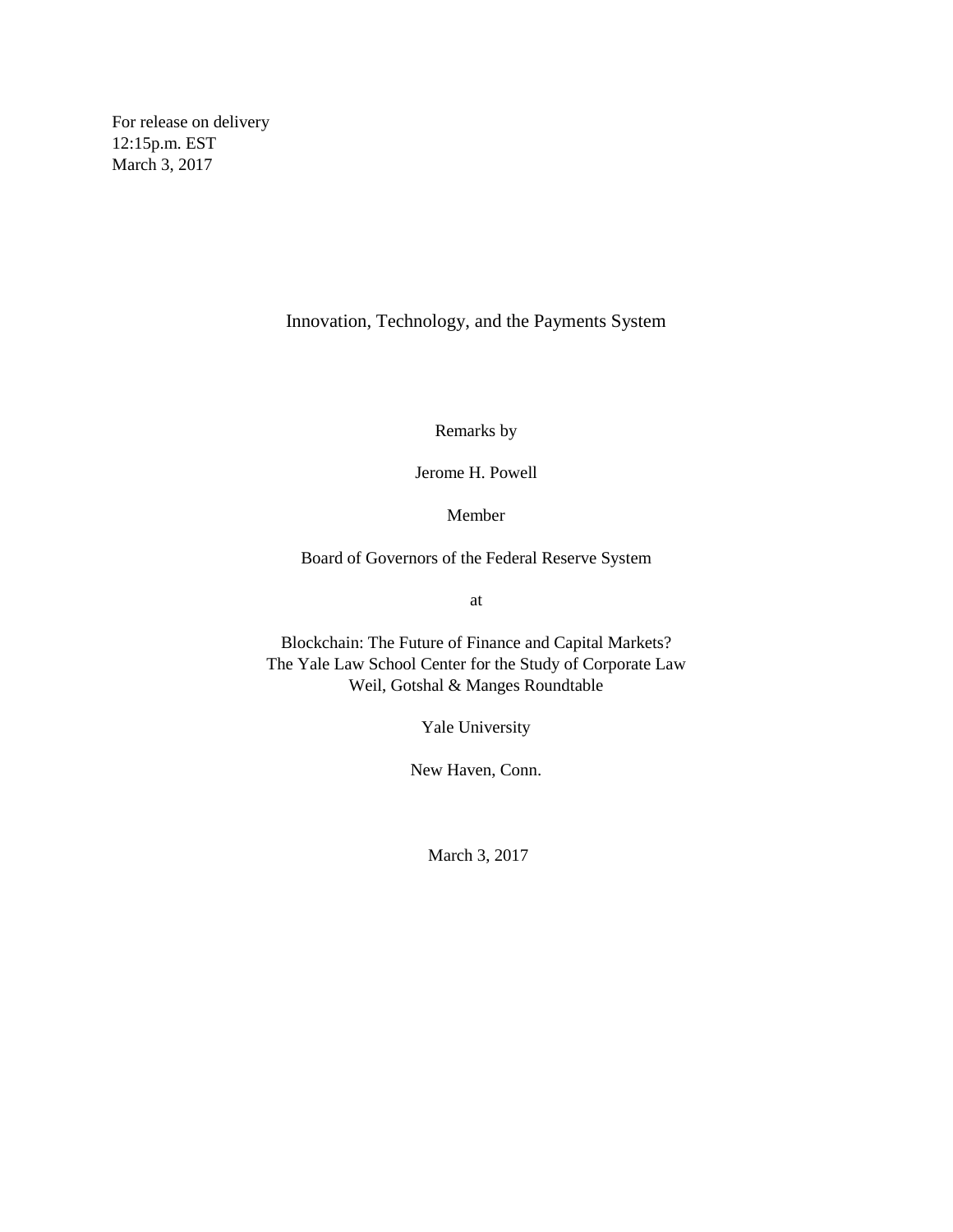For release on delivery
12:15p.m. EST
March 3, 2017

# Innovation, Technology, and the Payments System

Remarks by

Jerome H. Powell

Member

Board of Governors of the Federal Reserve System

at

Blockchain: The Future of Finance and Capital Markets?
The Yale Law School Center for the Study of Corporate Law
Weil, Gotshal & Manges Roundtable

Yale University

New Haven, Conn.

March 3, 2017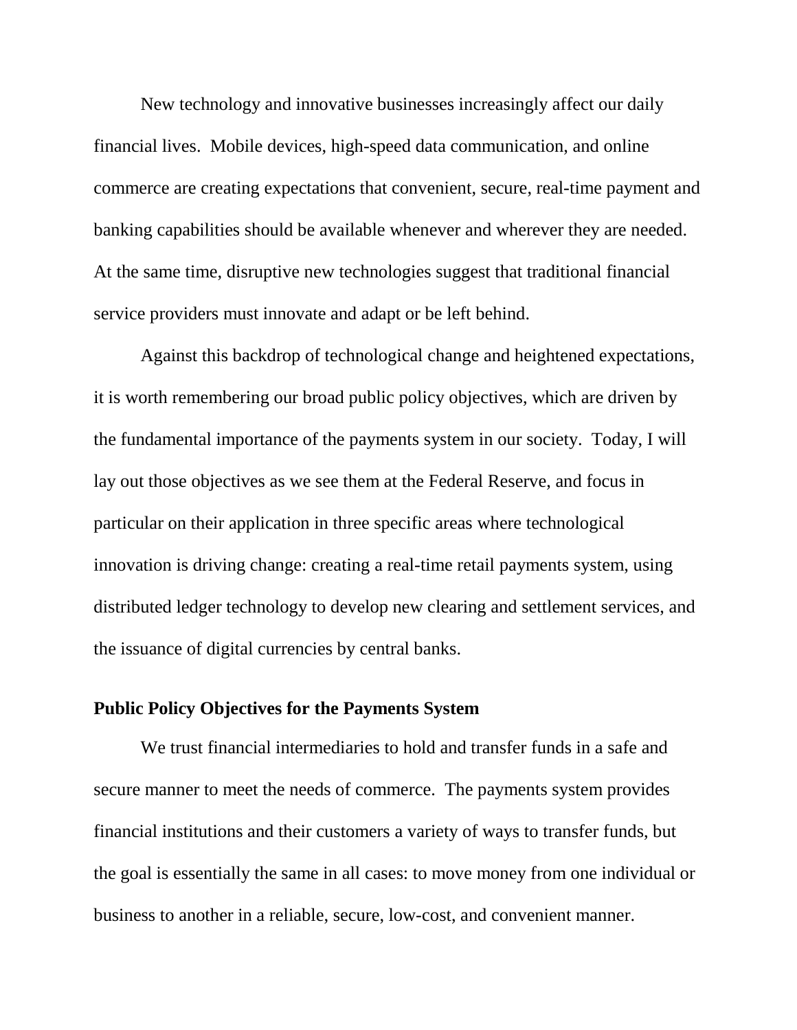New technology and innovative businesses increasingly affect our daily financial lives. Mobile devices, high-speed data communication, and online commerce are creating expectations that convenient, secure, real-time payment and banking capabilities should be available whenever and wherever they are needed. At the same time, disruptive new technologies suggest that traditional financial service providers must innovate and adapt or be left behind.

Against this backdrop of technological change and heightened expectations, it is worth remembering our broad public policy objectives, which are driven by the fundamental importance of the payments system in our society. Today, I will lay out those objectives as we see them at the Federal Reserve, and focus in particular on their application in three specific areas where technological innovation is driving change: creating a real-time retail payments system, using distributed ledger technology to develop new clearing and settlement services, and the issuance of digital currencies by central banks.

**Public Policy Objectives for the Payments System**

We trust financial intermediaries to hold and transfer funds in a safe and secure manner to meet the needs of commerce. The payments system provides financial institutions and their customers a variety of ways to transfer funds, but the goal is essentially the same in all cases: to move money from one individual or business to another in a reliable, secure, low-cost, and convenient manner.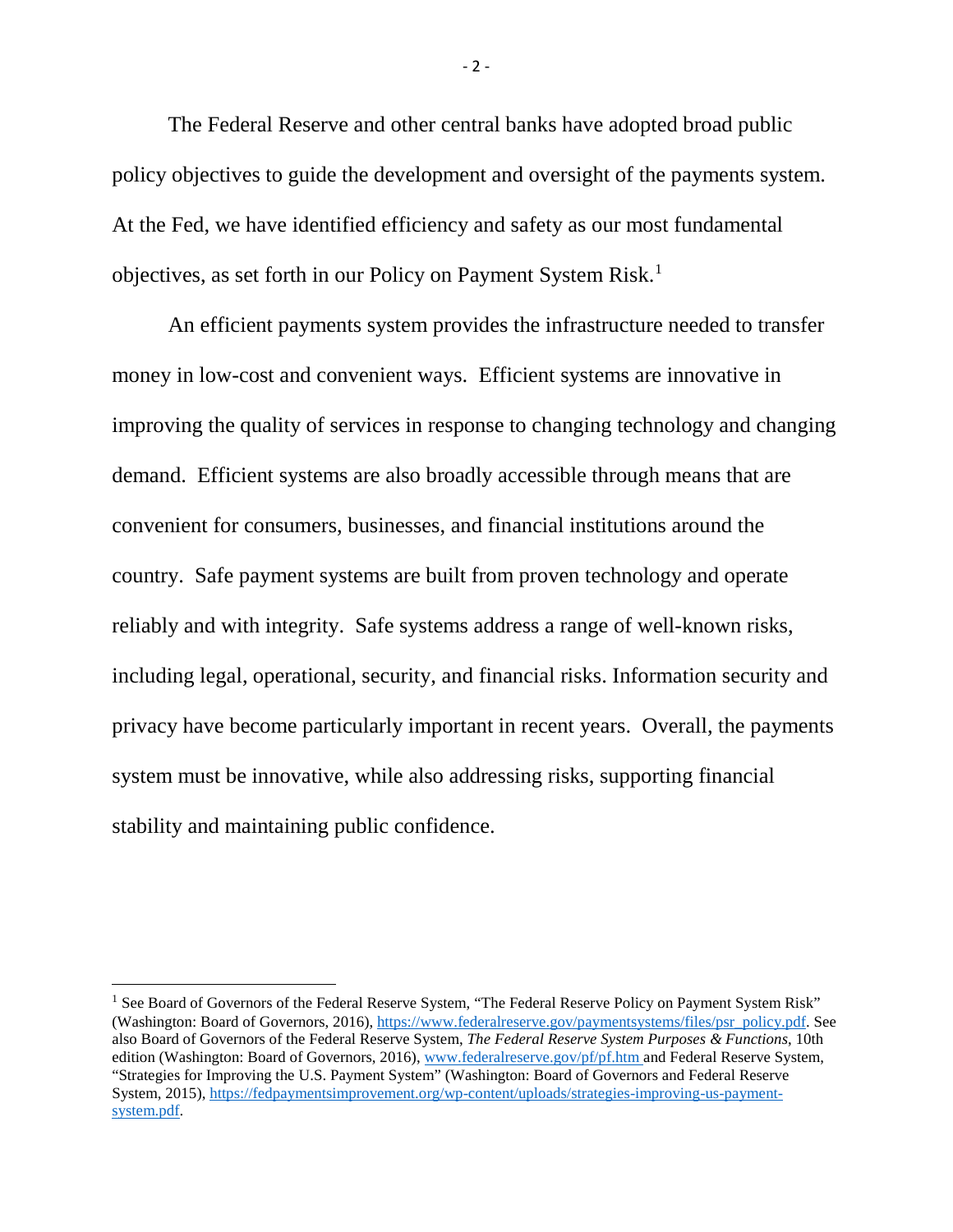The Federal Reserve and other central banks have adopted broad public policy objectives to guide the development and oversight of the payments system. At the Fed, we have identified efficiency and safety as our most fundamental objectives, as set forth in our Policy on Payment System Risk.[1]

An efficient payments system provides the infrastructure needed to transfer money in low-cost and convenient ways. Efficient systems are innovative in improving the quality of services in response to changing technology and changing demand. Efficient systems are also broadly accessible through means that are convenient for consumers, businesses, and financial institutions around the country. Safe payment systems are built from proven technology and operate reliably and with integrity. Safe systems address a range of well-known risks, including legal, operational, security, and financial risks. Information security and privacy have become particularly important in recent years. Overall, the payments system must be innovative, while also addressing risks, supporting financial stability and maintaining public confidence.

---

[1] See Board of Governors of the Federal Reserve System, "The Federal Reserve Policy on Payment System Risk" (Washington: Board of Governors, 2016), https://www.federalreserve.gov/paymentsystems/files/psr_policy.pdf. See also Board of Governors of the Federal Reserve System, *The Federal Reserve System Purposes & Functions*, 10th edition (Washington: Board of Governors, 2016), www.federalreserve.gov/pf/pf.htm and Federal Reserve System, "Strategies for Improving the U.S. Payment System" (Washington: Board of Governors and Federal Reserve System, 2015), https://fedpaymentsimprovement.org/wp-content/uploads/strategies-improving-us-payment-system.pdf.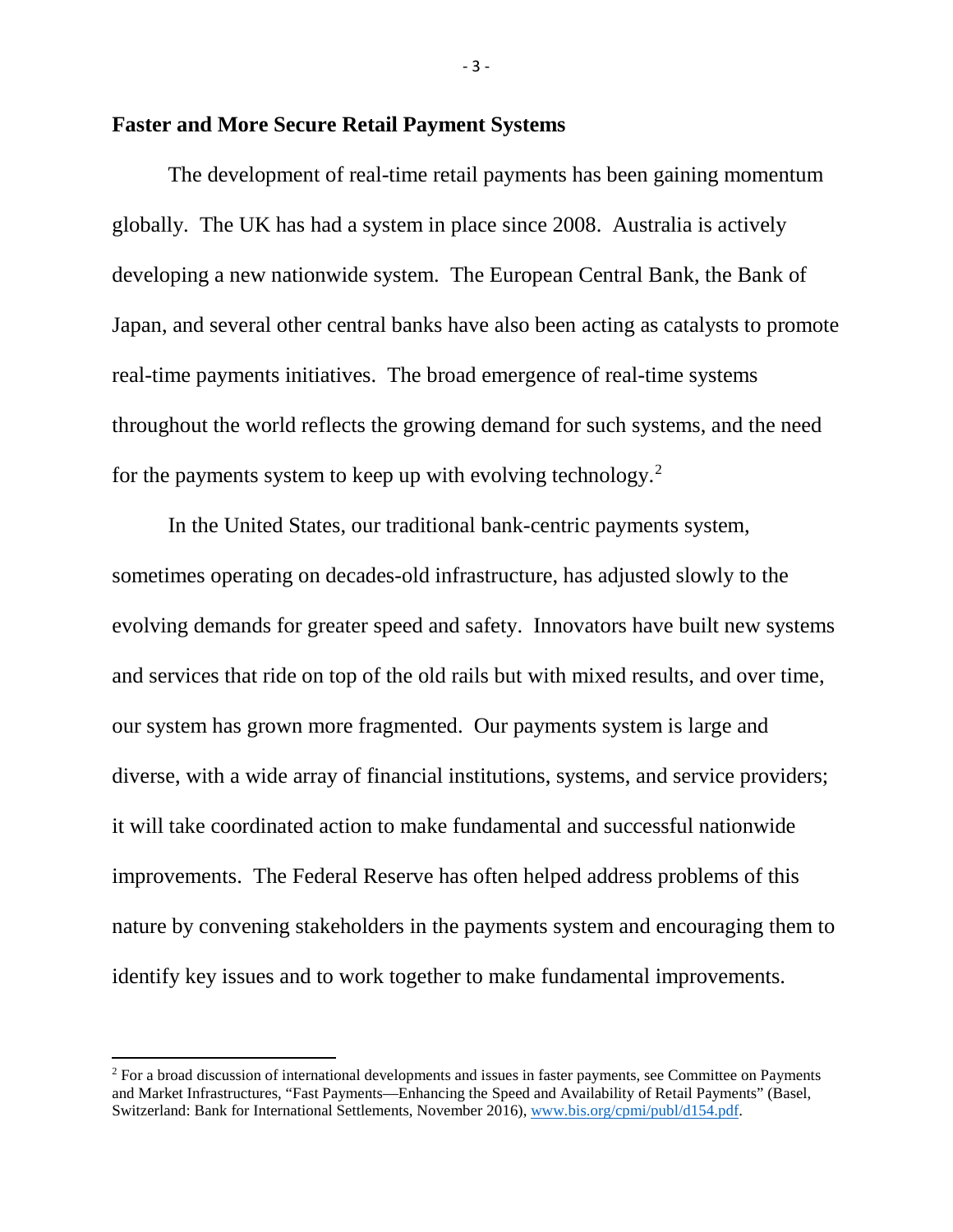## Faster and More Secure Retail Payment Systems

The development of real-time retail payments has been gaining momentum globally. The UK has had a system in place since 2008. Australia is actively developing a new nationwide system. The European Central Bank, the Bank of Japan, and several other central banks have also been acting as catalysts to promote real-time payments initiatives. The broad emergence of real-time systems throughout the world reflects the growing demand for such systems, and the need for the payments system to keep up with evolving technology.[2]

In the United States, our traditional bank-centric payments system, sometimes operating on decades-old infrastructure, has adjusted slowly to the evolving demands for greater speed and safety. Innovators have built new systems and services that ride on top of the old rails but with mixed results, and over time, our system has grown more fragmented. Our payments system is large and diverse, with a wide array of financial institutions, systems, and service providers; it will take coordinated action to make fundamental and successful nationwide improvements. The Federal Reserve has often helped address problems of this nature by convening stakeholders in the payments system and encouraging them to identify key issues and to work together to make fundamental improvements.

---

[2] For a broad discussion of international developments and issues in faster payments, see Committee on Payments and Market Infrastructures, "Fast Payments—Enhancing the Speed and Availability of Retail Payments" (Basel, Switzerland: Bank for International Settlements, November 2016), www.bis.org/cpmi/publ/d154.pdf.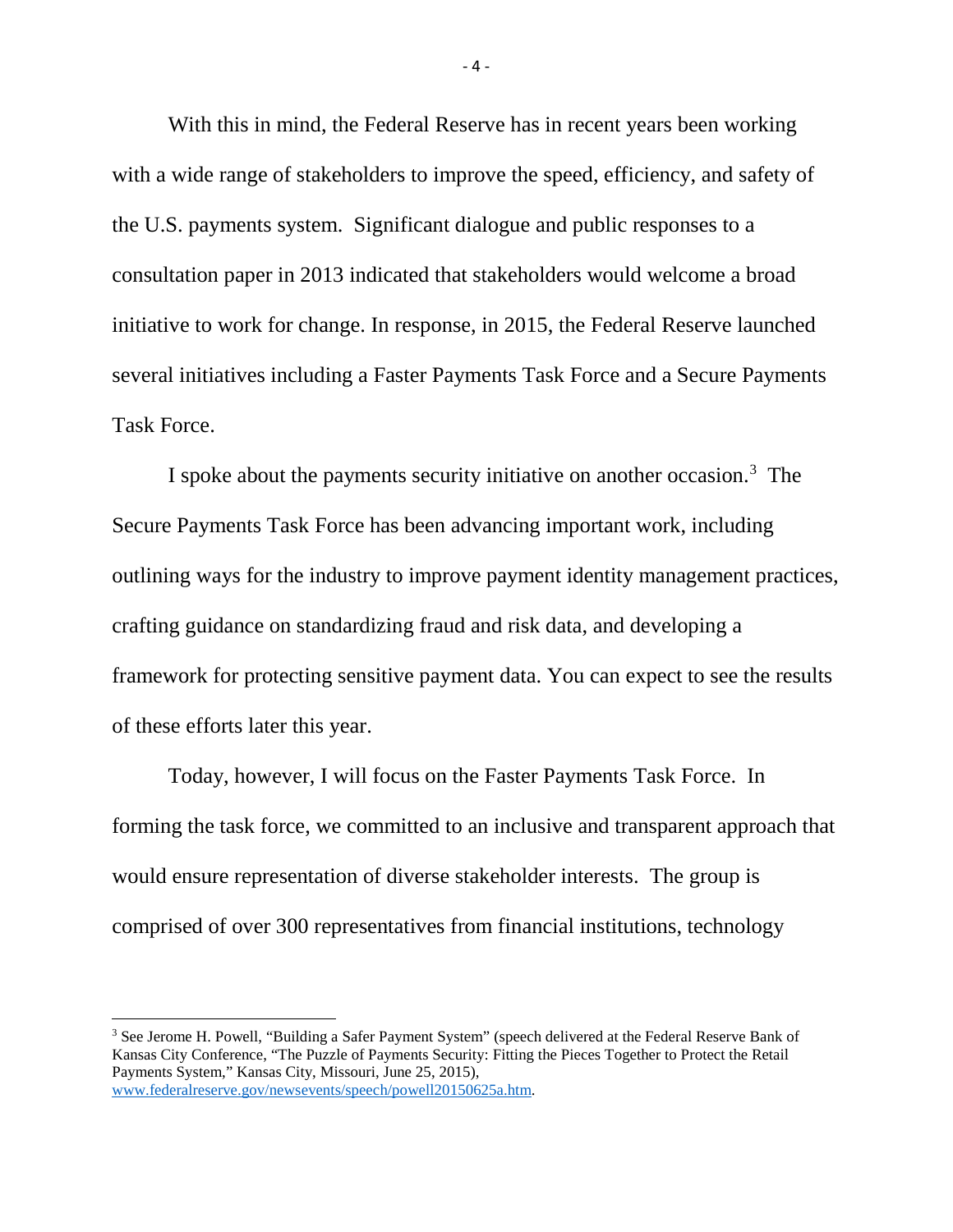With this in mind, the Federal Reserve has in recent years been working with a wide range of stakeholders to improve the speed, efficiency, and safety of the U.S. payments system. Significant dialogue and public responses to a consultation paper in 2013 indicated that stakeholders would welcome a broad initiative to work for change. In response, in 2015, the Federal Reserve launched several initiatives including a Faster Payments Task Force and a Secure Payments Task Force.

I spoke about the payments security initiative on another occasion.[3] The Secure Payments Task Force has been advancing important work, including outlining ways for the industry to improve payment identity management practices, crafting guidance on standardizing fraud and risk data, and developing a framework for protecting sensitive payment data. You can expect to see the results of these efforts later this year.

Today, however, I will focus on the Faster Payments Task Force. In forming the task force, we committed to an inclusive and transparent approach that would ensure representation of diverse stakeholder interests. The group is comprised of over 300 representatives from financial institutions, technology

---

[3] See Jerome H. Powell, "Building a Safer Payment System" (speech delivered at the Federal Reserve Bank of Kansas City Conference, "The Puzzle of Payments Security: Fitting the Pieces Together to Protect the Retail Payments System," Kansas City, Missouri, June 25, 2015), www.federalreserve.gov/newsevents/speech/powell20150625a.htm.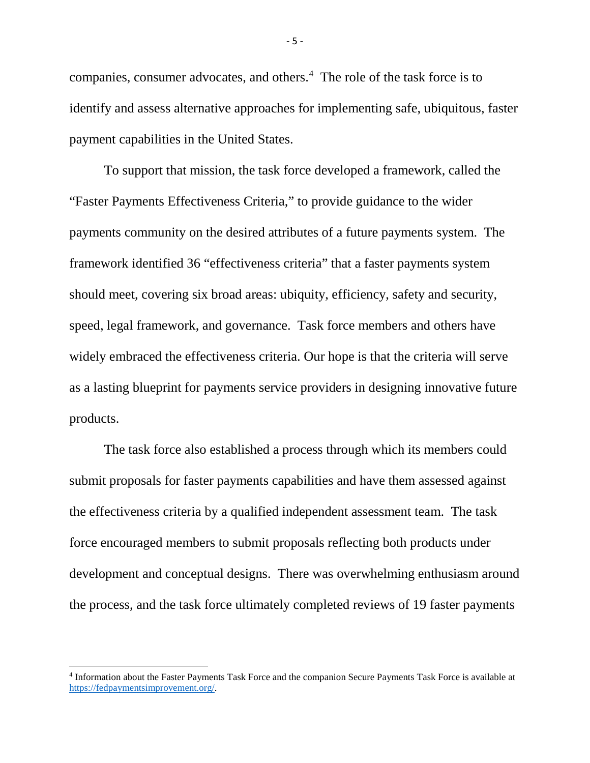companies, consumer advocates, and others.[4] The role of the task force is to identify and assess alternative approaches for implementing safe, ubiquitous, faster payment capabilities in the United States.

To support that mission, the task force developed a framework, called the "Faster Payments Effectiveness Criteria," to provide guidance to the wider payments community on the desired attributes of a future payments system. The framework identified 36 "effectiveness criteria" that a faster payments system should meet, covering six broad areas: ubiquity, efficiency, safety and security, speed, legal framework, and governance. Task force members and others have widely embraced the effectiveness criteria. Our hope is that the criteria will serve as a lasting blueprint for payments service providers in designing innovative future products.

The task force also established a process through which its members could submit proposals for faster payments capabilities and have them assessed against the effectiveness criteria by a qualified independent assessment team. The task force encouraged members to submit proposals reflecting both products under development and conceptual designs. There was overwhelming enthusiasm around the process, and the task force ultimately completed reviews of 19 faster payments

---

[4] Information about the Faster Payments Task Force and the companion Secure Payments Task Force is available at https://fedpaymentsimprovement.org/.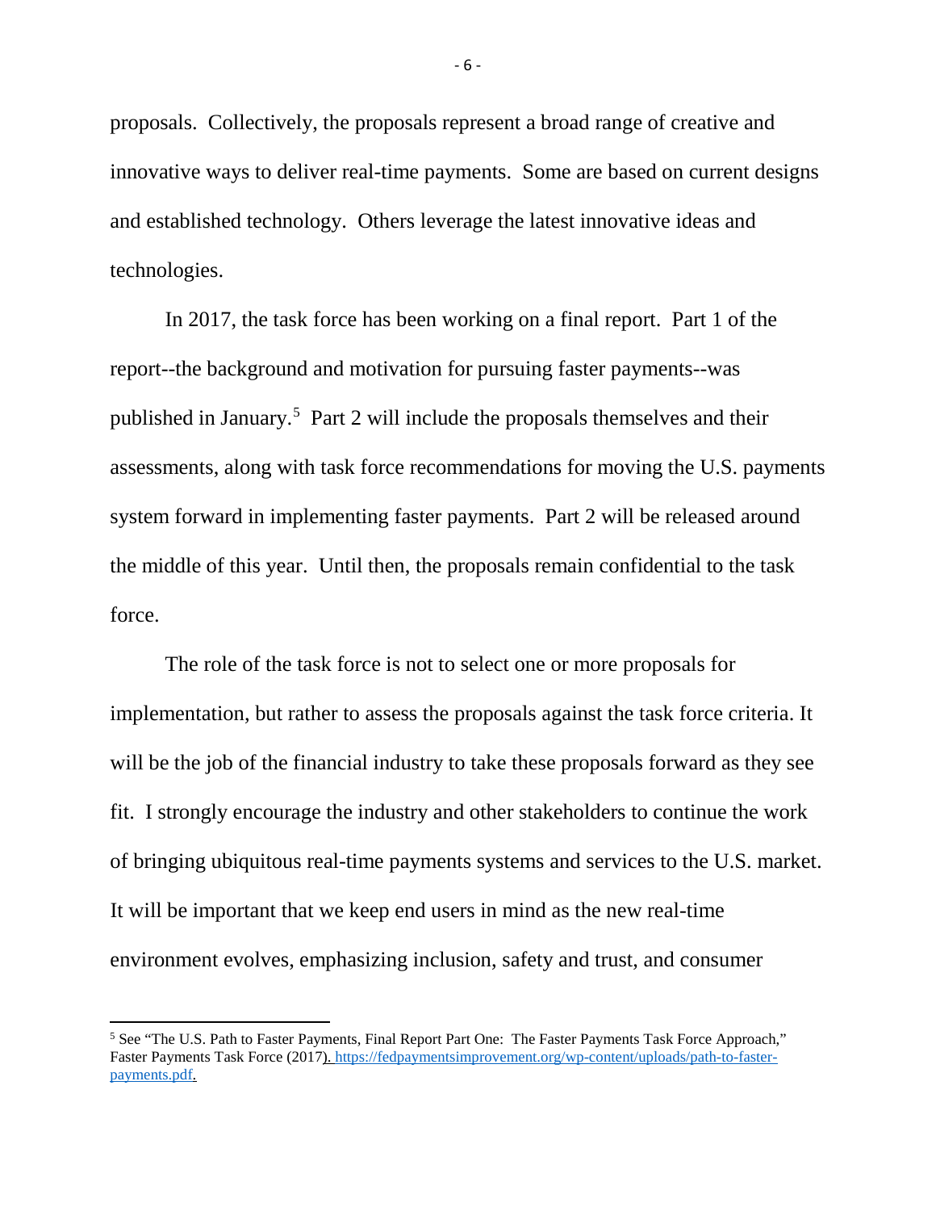proposals. Collectively, the proposals represent a broad range of creative and innovative ways to deliver real-time payments. Some are based on current designs and established technology. Others leverage the latest innovative ideas and technologies.

In 2017, the task force has been working on a final report. Part 1 of the report--the background and motivation for pursuing faster payments--was published in January.[5] Part 2 will include the proposals themselves and their assessments, along with task force recommendations for moving the U.S. payments system forward in implementing faster payments. Part 2 will be released around the middle of this year. Until then, the proposals remain confidential to the task force.

The role of the task force is not to select one or more proposals for implementation, but rather to assess the proposals against the task force criteria. It will be the job of the financial industry to take these proposals forward as they see fit. I strongly encourage the industry and other stakeholders to continue the work of bringing ubiquitous real-time payments systems and services to the U.S. market. It will be important that we keep end users in mind as the new real-time environment evolves, emphasizing inclusion, safety and trust, and consumer

---

[5] See "The U.S. Path to Faster Payments, Final Report Part One: The Faster Payments Task Force Approach," Faster Payments Task Force (2017). https://fedpaymentsimprovement.org/wp-content/uploads/path-to-faster-payments.pdf.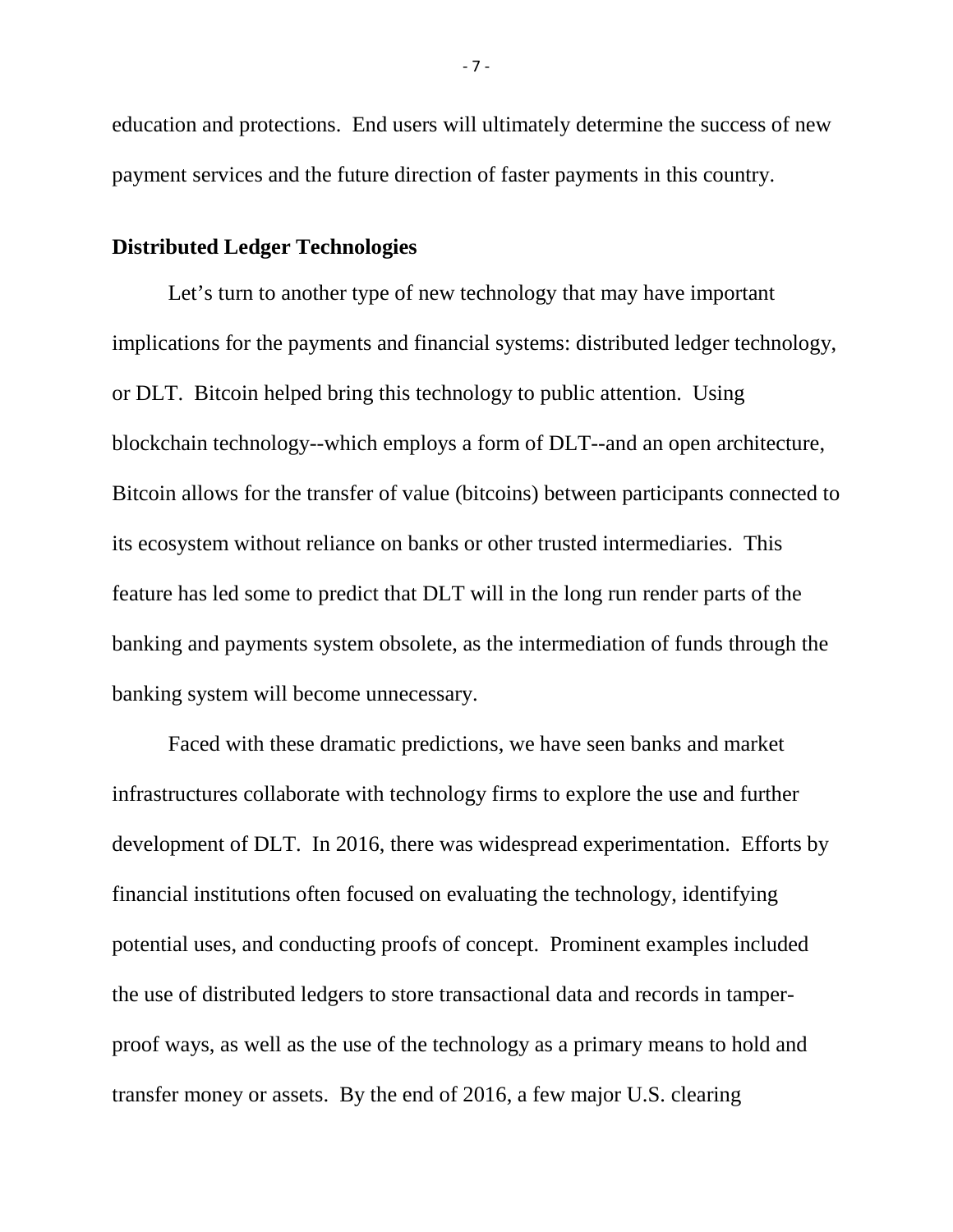education and protections. End users will ultimately determine the success of new payment services and the future direction of faster payments in this country.

**Distributed Ledger Technologies**

Let's turn to another type of new technology that may have important implications for the payments and financial systems: distributed ledger technology, or DLT. Bitcoin helped bring this technology to public attention. Using blockchain technology--which employs a form of DLT--and an open architecture, Bitcoin allows for the transfer of value (bitcoins) between participants connected to its ecosystem without reliance on banks or other trusted intermediaries. This feature has led some to predict that DLT will in the long run render parts of the banking and payments system obsolete, as the intermediation of funds through the banking system will become unnecessary.

Faced with these dramatic predictions, we have seen banks and market infrastructures collaborate with technology firms to explore the use and further development of DLT. In 2016, there was widespread experimentation. Efforts by financial institutions often focused on evaluating the technology, identifying potential uses, and conducting proofs of concept. Prominent examples included the use of distributed ledgers to store transactional data and records in tamper-proof ways, as well as the use of the technology as a primary means to hold and transfer money or assets. By the end of 2016, a few major U.S. clearing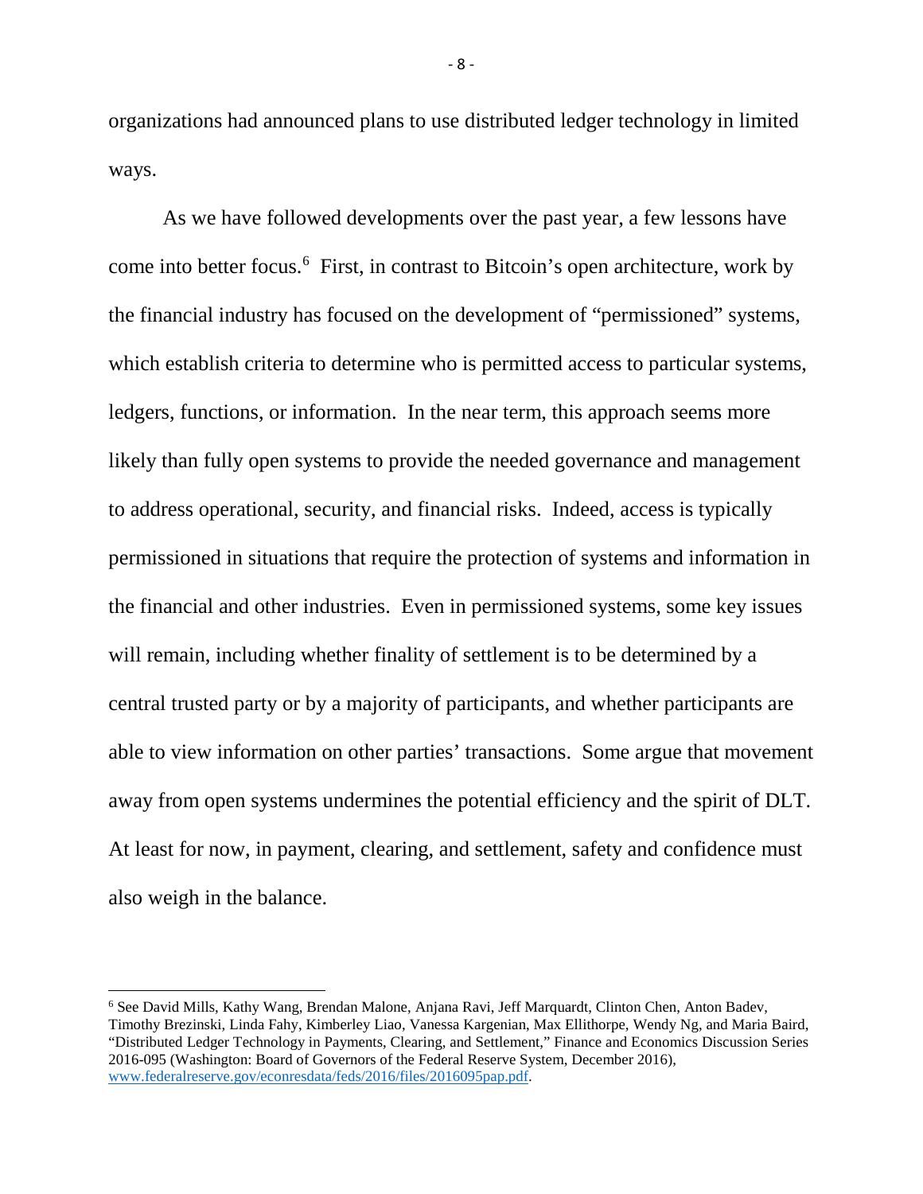organizations had announced plans to use distributed ledger technology in limited ways.

As we have followed developments over the past year, a few lessons have come into better focus.[6] First, in contrast to Bitcoin's open architecture, work by the financial industry has focused on the development of "permissioned" systems, which establish criteria to determine who is permitted access to particular systems, ledgers, functions, or information. In the near term, this approach seems more likely than fully open systems to provide the needed governance and management to address operational, security, and financial risks. Indeed, access is typically permissioned in situations that require the protection of systems and information in the financial and other industries. Even in permissioned systems, some key issues will remain, including whether finality of settlement is to be determined by a central trusted party or by a majority of participants, and whether participants are able to view information on other parties' transactions. Some argue that movement away from open systems undermines the potential efficiency and the spirit of DLT. At least for now, in payment, clearing, and settlement, safety and confidence must also weigh in the balance.

---

[6] See David Mills, Kathy Wang, Brendan Malone, Anjana Ravi, Jeff Marquardt, Clinton Chen, Anton Badev, Timothy Brezinski, Linda Fahy, Kimberley Liao, Vanessa Kargenian, Max Ellithorpe, Wendy Ng, and Maria Baird, "Distributed Ledger Technology in Payments, Clearing, and Settlement," Finance and Economics Discussion Series 2016-095 (Washington: Board of Governors of the Federal Reserve System, December 2016), www.federalreserve.gov/econresdata/feds/2016/files/2016095pap.pdf.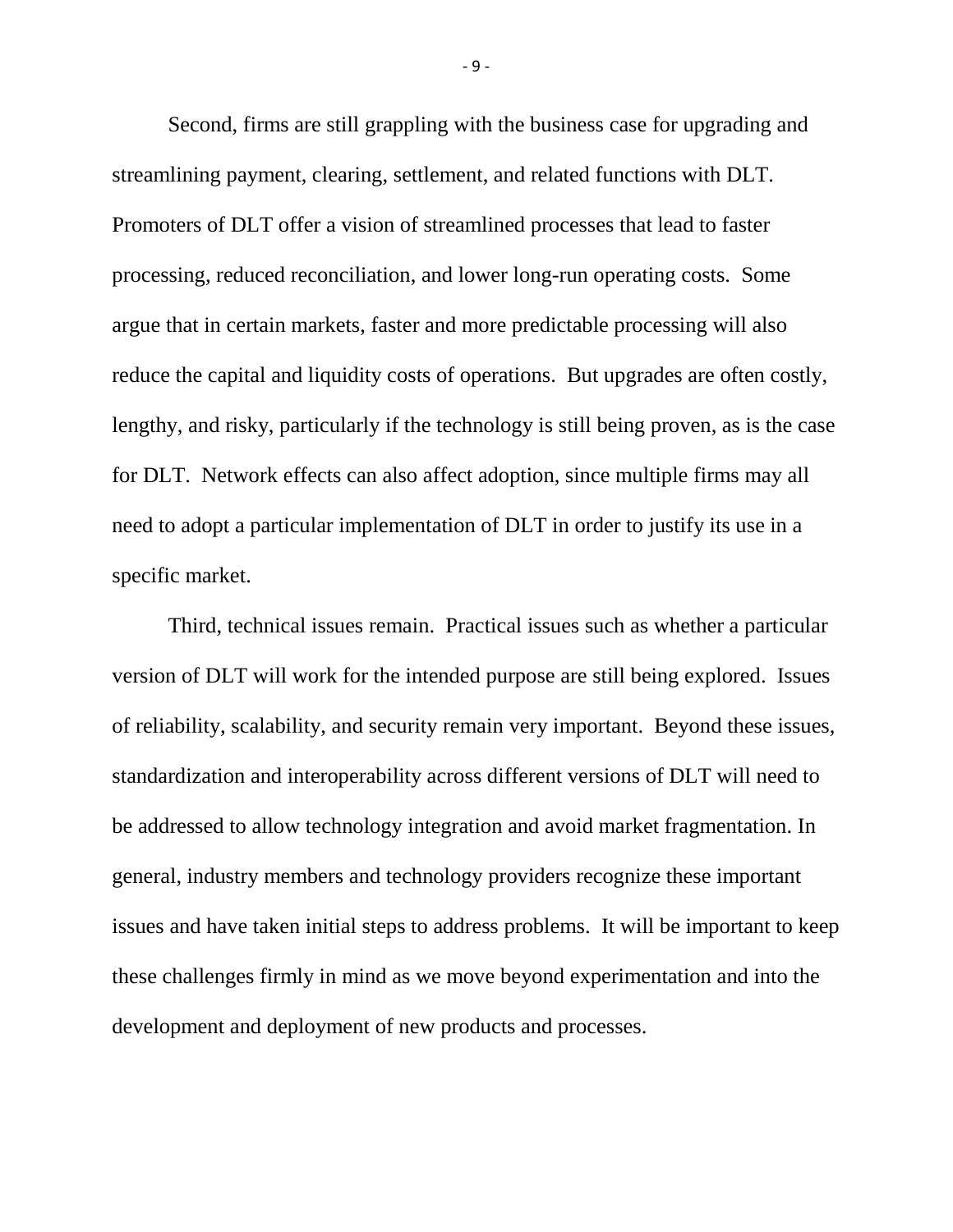Second, firms are still grappling with the business case for upgrading and streamlining payment, clearing, settlement, and related functions with DLT. Promoters of DLT offer a vision of streamlined processes that lead to faster processing, reduced reconciliation, and lower long-run operating costs. Some argue that in certain markets, faster and more predictable processing will also reduce the capital and liquidity costs of operations. But upgrades are often costly, lengthy, and risky, particularly if the technology is still being proven, as is the case for DLT. Network effects can also affect adoption, since multiple firms may all need to adopt a particular implementation of DLT in order to justify its use in a specific market.

Third, technical issues remain. Practical issues such as whether a particular version of DLT will work for the intended purpose are still being explored. Issues of reliability, scalability, and security remain very important. Beyond these issues, standardization and interoperability across different versions of DLT will need to be addressed to allow technology integration and avoid market fragmentation. In general, industry members and technology providers recognize these important issues and have taken initial steps to address problems. It will be important to keep these challenges firmly in mind as we move beyond experimentation and into the development and deployment of new products and processes.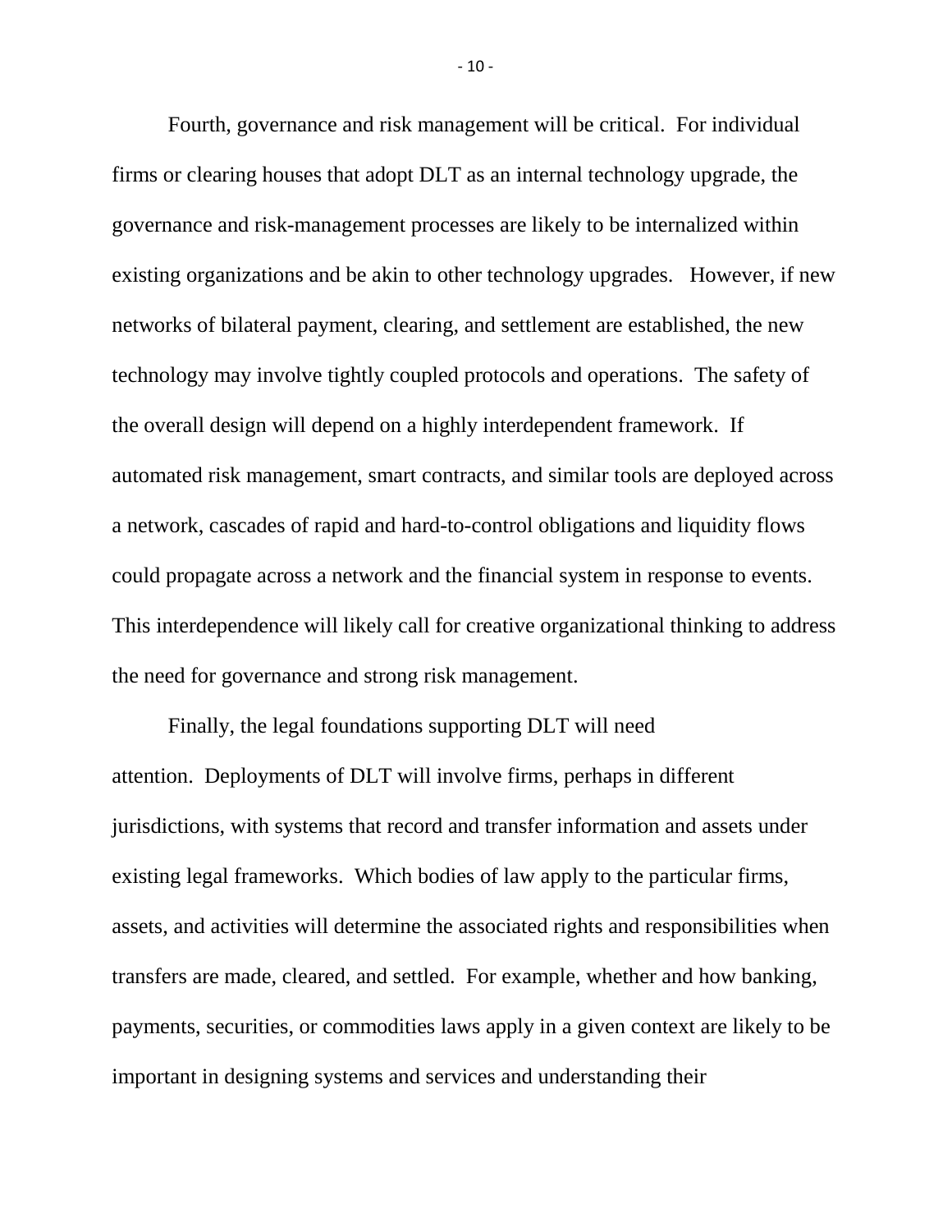Fourth, governance and risk management will be critical. For individual firms or clearing houses that adopt DLT as an internal technology upgrade, the governance and risk-management processes are likely to be internalized within existing organizations and be akin to other technology upgrades. However, if new networks of bilateral payment, clearing, and settlement are established, the new technology may involve tightly coupled protocols and operations. The safety of the overall design will depend on a highly interdependent framework. If automated risk management, smart contracts, and similar tools are deployed across a network, cascades of rapid and hard-to-control obligations and liquidity flows could propagate across a network and the financial system in response to events. This interdependence will likely call for creative organizational thinking to address the need for governance and strong risk management.

Finally, the legal foundations supporting DLT will need attention. Deployments of DLT will involve firms, perhaps in different jurisdictions, with systems that record and transfer information and assets under existing legal frameworks. Which bodies of law apply to the particular firms, assets, and activities will determine the associated rights and responsibilities when transfers are made, cleared, and settled. For example, whether and how banking, payments, securities, or commodities laws apply in a given context are likely to be important in designing systems and services and understanding their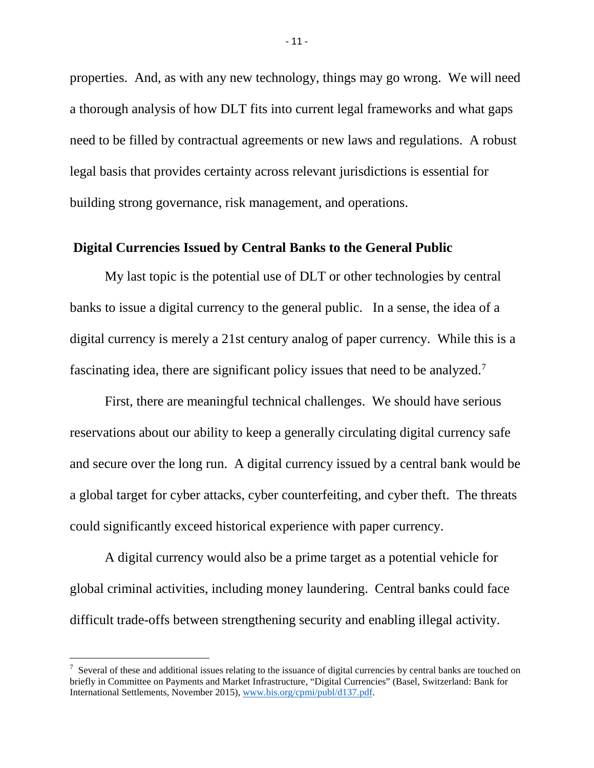properties. And, as with any new technology, things may go wrong. We will need a thorough analysis of how DLT fits into current legal frameworks and what gaps need to be filled by contractual agreements or new laws and regulations. A robust legal basis that provides certainty across relevant jurisdictions is essential for building strong governance, risk management, and operations.

## Digital Currencies Issued by Central Banks to the General Public

My last topic is the potential use of DLT or other technologies by central banks to issue a digital currency to the general public. In a sense, the idea of a digital currency is merely a 21st century analog of paper currency. While this is a fascinating idea, there are significant policy issues that need to be analyzed.[7]

First, there are meaningful technical challenges. We should have serious reservations about our ability to keep a generally circulating digital currency safe and secure over the long run. A digital currency issued by a central bank would be a global target for cyber attacks, cyber counterfeiting, and cyber theft. The threats could significantly exceed historical experience with paper currency.

A digital currency would also be a prime target as a potential vehicle for global criminal activities, including money laundering. Central banks could face difficult trade-offs between strengthening security and enabling illegal activity.

---

[7] Several of these and additional issues relating to the issuance of digital currencies by central banks are touched on briefly in Committee on Payments and Market Infrastructure, "Digital Currencies" (Basel, Switzerland: Bank for International Settlements, November 2015), www.bis.org/cpmi/publ/d137.pdf.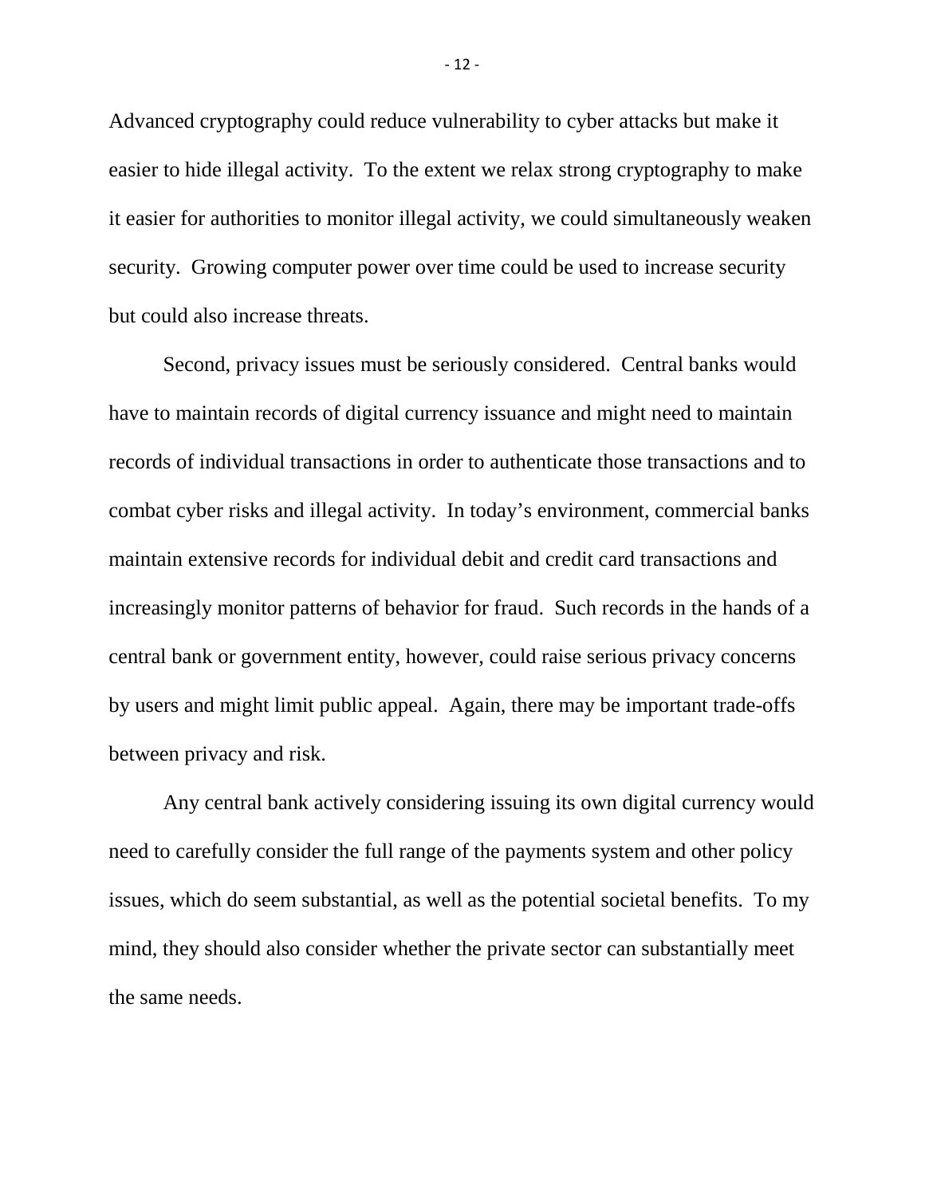Advanced cryptography could reduce vulnerability to cyber attacks but make it easier to hide illegal activity. To the extent we relax strong cryptography to make it easier for authorities to monitor illegal activity, we could simultaneously weaken security. Growing computer power over time could be used to increase security but could also increase threats.

Second, privacy issues must be seriously considered. Central banks would have to maintain records of digital currency issuance and might need to maintain records of individual transactions in order to authenticate those transactions and to combat cyber risks and illegal activity. In today's environment, commercial banks maintain extensive records for individual debit and credit card transactions and increasingly monitor patterns of behavior for fraud. Such records in the hands of a central bank or government entity, however, could raise serious privacy concerns by users and might limit public appeal. Again, there may be important trade-offs between privacy and risk.

Any central bank actively considering issuing its own digital currency would need to carefully consider the full range of the payments system and other policy issues, which do seem substantial, as well as the potential societal benefits. To my mind, they should also consider whether the private sector can substantially meet the same needs.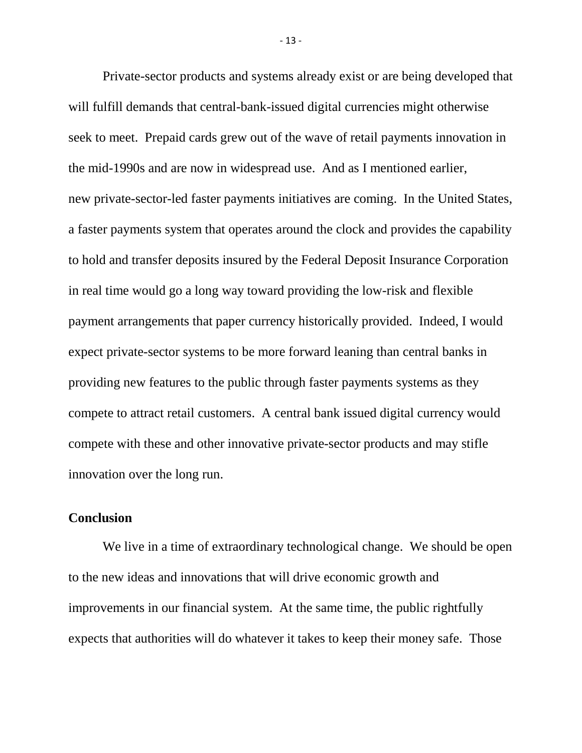Private-sector products and systems already exist or are being developed that will fulfill demands that central-bank-issued digital currencies might otherwise seek to meet. Prepaid cards grew out of the wave of retail payments innovation in the mid-1990s and are now in widespread use. And as I mentioned earlier, new private-sector-led faster payments initiatives are coming. In the United States, a faster payments system that operates around the clock and provides the capability to hold and transfer deposits insured by the Federal Deposit Insurance Corporation in real time would go a long way toward providing the low-risk and flexible payment arrangements that paper currency historically provided. Indeed, I would expect private-sector systems to be more forward leaning than central banks in providing new features to the public through faster payments systems as they compete to attract retail customers. A central bank issued digital currency would compete with these and other innovative private-sector products and may stifle innovation over the long run.

## Conclusion

We live in a time of extraordinary technological change. We should be open to the new ideas and innovations that will drive economic growth and improvements in our financial system. At the same time, the public rightfully expects that authorities will do whatever it takes to keep their money safe. Those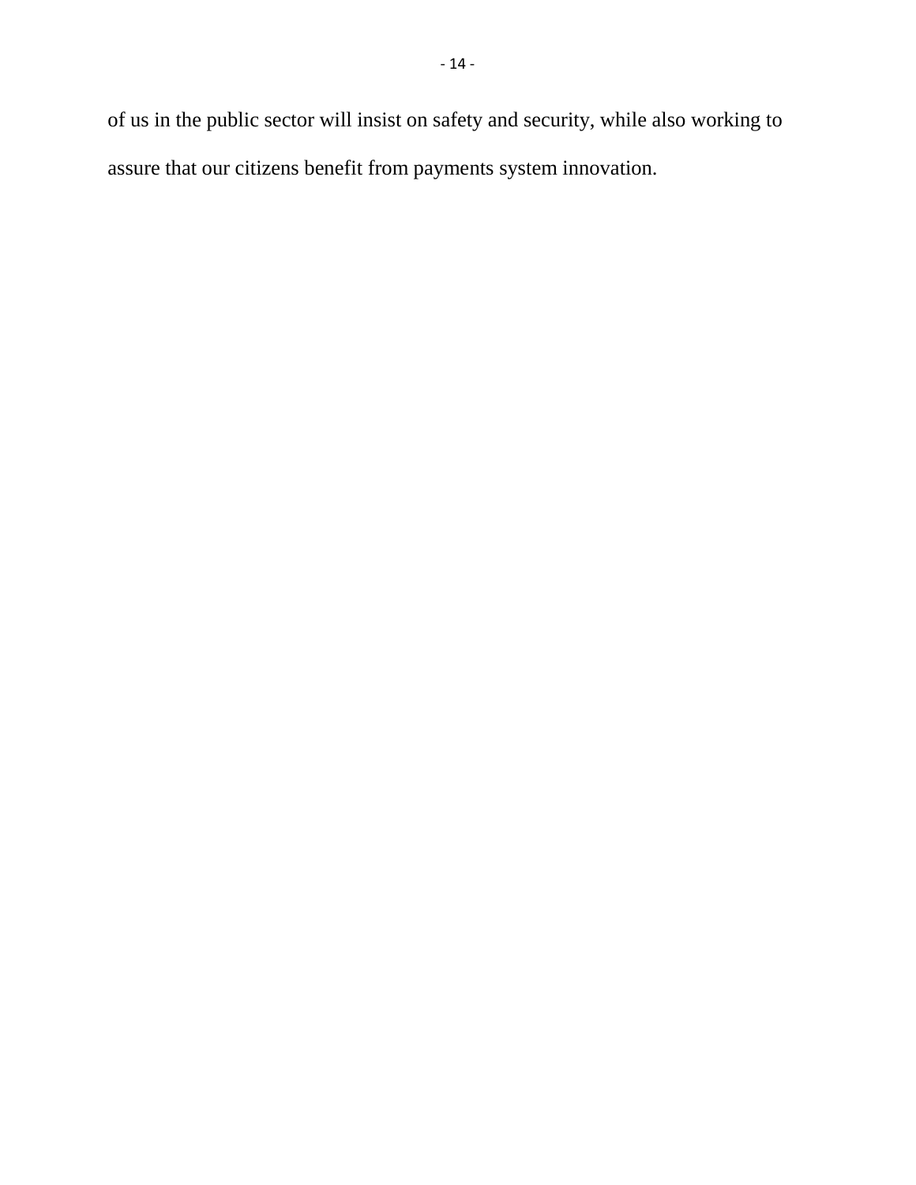of us in the public sector will insist on safety and security, while also working to assure that our citizens benefit from payments system innovation.